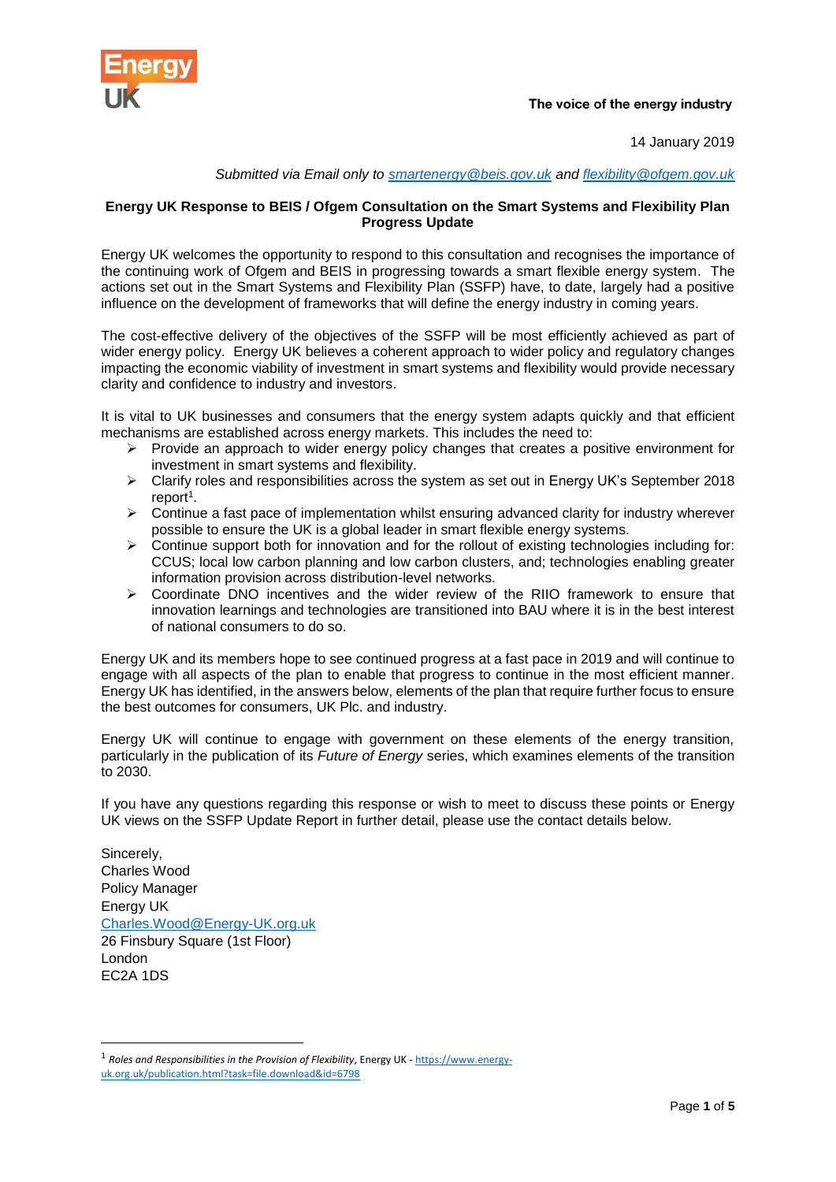The voice of the energy industry

14 January 2019

*Submitted via Email only to smartenergy@beis.gov.uk and flexibility@ofgem.gov.uk*

**Energy UK Response to BEIS / Ofgem Consultation on the Smart Systems and Flexibility Plan Progress Update**

Energy UK welcomes the opportunity to respond to this consultation and recognises the importance of the continuing work of Ofgem and BEIS in progressing towards a smart flexible energy system. The actions set out in the Smart Systems and Flexibility Plan (SSFP) have, to date, largely had a positive influence on the development of frameworks that will define the energy industry in coming years.

The cost-effective delivery of the objectives of the SSFP will be most efficiently achieved as part of wider energy policy. Energy UK believes a coherent approach to wider policy and regulatory changes impacting the economic viability of investment in smart systems and flexibility would provide necessary clarity and confidence to industry and investors.

It is vital to UK businesses and consumers that the energy system adapts quickly and that efficient mechanisms are established across energy markets. This includes the need to:

- Provide an approach to wider energy policy changes that creates a positive environment for investment in smart systems and flexibility.
- Clarify roles and responsibilities across the system as set out in Energy UK's September 2018 report[1].
- Continue a fast pace of implementation whilst ensuring advanced clarity for industry wherever possible to ensure the UK is a global leader in smart flexible energy systems.
- Continue support both for innovation and for the rollout of existing technologies including for: CCUS; local low carbon planning and low carbon clusters, and; technologies enabling greater information provision across distribution-level networks.
- Coordinate DNO incentives and the wider review of the RIIO framework to ensure that innovation learnings and technologies are transitioned into BAU where it is in the best interest of national consumers to do so.

Energy UK and its members hope to see continued progress at a fast pace in 2019 and will continue to engage with all aspects of the plan to enable that progress to continue in the most efficient manner. Energy UK has identified, in the answers below, elements of the plan that require further focus to ensure the best outcomes for consumers, UK Plc. and industry.

Energy UK will continue to engage with government on these elements of the energy transition, particularly in the publication of its *Future of Energy* series, which examines elements of the transition to 2030.

If you have any questions regarding this response or wish to meet to discuss these points or Energy UK views on the SSFP Update Report in further detail, please use the contact details below.

Sincerely,
Charles Wood
Policy Manager
Energy UK
Charles.Wood@Energy-UK.org.uk
26 Finsbury Square (1st Floor)
London
EC2A 1DS

[1] *Roles and Responsibilities in the Provision of Flexibility*, Energy UK - https://www.energy-uk.org.uk/publication.html?task=file.download&id=6798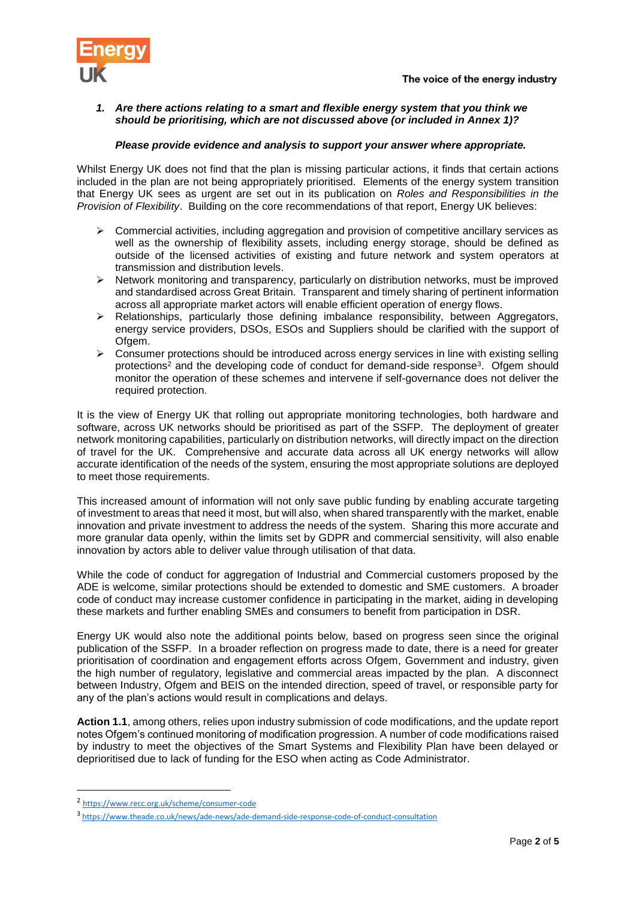1. ***Are there actions relating to a smart and flexible energy system that you think we should be prioritising, which are not discussed above (or included in Annex 1)?***

   ***Please provide evidence and analysis to support your answer where appropriate.***

Whilst Energy UK does not find that the plan is missing particular actions, it finds that certain actions included in the plan are not being appropriately prioritised. Elements of the energy system transition that Energy UK sees as urgent are set out in its publication on *Roles and Responsibilities in the Provision of Flexibility*. Building on the core recommendations of that report, Energy UK believes:

- Commercial activities, including aggregation and provision of competitive ancillary services as well as the ownership of flexibility assets, including energy storage, should be defined as outside of the licensed activities of existing and future network and system operators at transmission and distribution levels.
- Network monitoring and transparency, particularly on distribution networks, must be improved and standardised across Great Britain. Transparent and timely sharing of pertinent information across all appropriate market actors will enable efficient operation of energy flows.
- Relationships, particularly those defining imbalance responsibility, between Aggregators, energy service providers, DSOs, ESOs and Suppliers should be clarified with the support of Ofgem.
- Consumer protections should be introduced across energy services in line with existing selling protections[2] and the developing code of conduct for demand-side response[3]. Ofgem should monitor the operation of these schemes and intervene if self-governance does not deliver the required protection.

It is the view of Energy UK that rolling out appropriate monitoring technologies, both hardware and software, across UK networks should be prioritised as part of the SSFP. The deployment of greater network monitoring capabilities, particularly on distribution networks, will directly impact on the direction of travel for the UK. Comprehensive and accurate data across all UK energy networks will allow accurate identification of the needs of the system, ensuring the most appropriate solutions are deployed to meet those requirements.

This increased amount of information will not only save public funding by enabling accurate targeting of investment to areas that need it most, but will also, when shared transparently with the market, enable innovation and private investment to address the needs of the system. Sharing this more accurate and more granular data openly, within the limits set by GDPR and commercial sensitivity, will also enable innovation by actors able to deliver value through utilisation of that data.

While the code of conduct for aggregation of Industrial and Commercial customers proposed by the ADE is welcome, similar protections should be extended to domestic and SME customers. A broader code of conduct may increase customer confidence in participating in the market, aiding in developing these markets and further enabling SMEs and consumers to benefit from participation in DSR.

Energy UK would also note the additional points below, based on progress seen since the original publication of the SSFP. In a broader reflection on progress made to date, there is a need for greater prioritisation of coordination and engagement efforts across Ofgem, Government and industry, given the high number of regulatory, legislative and commercial areas impacted by the plan. A disconnect between Industry, Ofgem and BEIS on the intended direction, speed of travel, or responsible party for any of the plan's actions would result in complications and delays.

**Action 1.1**, among others, relies upon industry submission of code modifications, and the update report notes Ofgem's continued monitoring of modification progression. A number of code modifications raised by industry to meet the objectives of the Smart Systems and Flexibility Plan have been delayed or deprioritised due to lack of funding for the ESO when acting as Code Administrator.

---

[2] https://www.recc.org.uk/scheme/consumer-code

[3] https://www.theade.co.uk/news/ade-news/ade-demand-side-response-code-of-conduct-consultation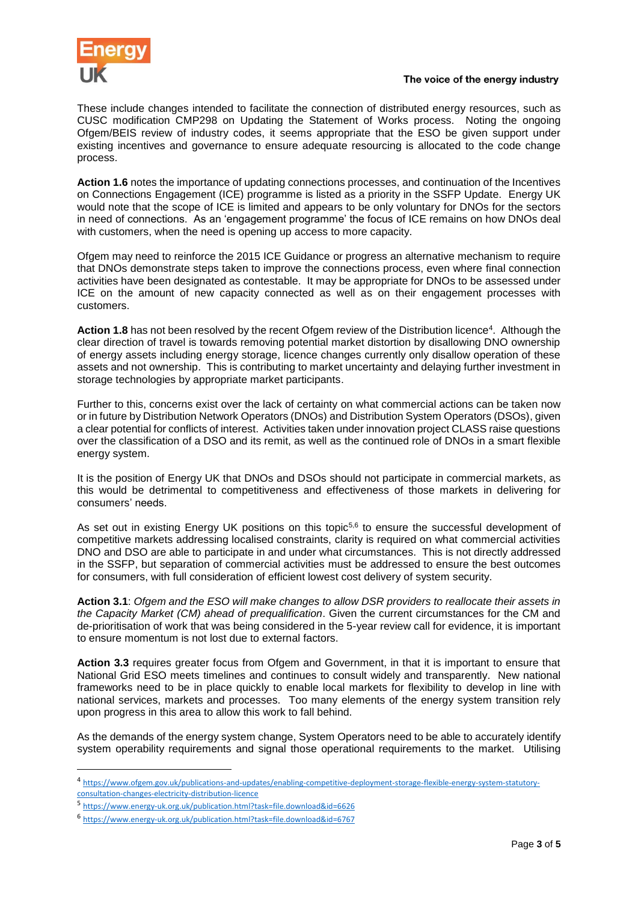These include changes intended to facilitate the connection of distributed energy resources, such as CUSC modification CMP298 on Updating the Statement of Works process. Noting the ongoing Ofgem/BEIS review of industry codes, it seems appropriate that the ESO be given support under existing incentives and governance to ensure adequate resourcing is allocated to the code change process.

**Action 1.6** notes the importance of updating connections processes, and continuation of the Incentives on Connections Engagement (ICE) programme is listed as a priority in the SSFP Update. Energy UK would note that the scope of ICE is limited and appears to be only voluntary for DNOs for the sectors in need of connections. As an 'engagement programme' the focus of ICE remains on how DNOs deal with customers, when the need is opening up access to more capacity.

Ofgem may need to reinforce the 2015 ICE Guidance or progress an alternative mechanism to require that DNOs demonstrate steps taken to improve the connections process, even where final connection activities have been designated as contestable. It may be appropriate for DNOs to be assessed under ICE on the amount of new capacity connected as well as on their engagement processes with customers.

**Action 1.8** has not been resolved by the recent Ofgem review of the Distribution licence[4]. Although the clear direction of travel is towards removing potential market distortion by disallowing DNO ownership of energy assets including energy storage, licence changes currently only disallow operation of these assets and not ownership. This is contributing to market uncertainty and delaying further investment in storage technologies by appropriate market participants.

Further to this, concerns exist over the lack of certainty on what commercial actions can be taken now or in future by Distribution Network Operators (DNOs) and Distribution System Operators (DSOs), given a clear potential for conflicts of interest. Activities taken under innovation project CLASS raise questions over the classification of a DSO and its remit, as well as the continued role of DNOs in a smart flexible energy system.

It is the position of Energy UK that DNOs and DSOs should not participate in commercial markets, as this would be detrimental to competitiveness and effectiveness of those markets in delivering for consumers' needs.

As set out in existing Energy UK positions on this topic[5,6] to ensure the successful development of competitive markets addressing localised constraints, clarity is required on what commercial activities DNO and DSO are able to participate in and under what circumstances. This is not directly addressed in the SSFP, but separation of commercial activities must be addressed to ensure the best outcomes for consumers, with full consideration of efficient lowest cost delivery of system security.

**Action 3.1**: *Ofgem and the ESO will make changes to allow DSR providers to reallocate their assets in the Capacity Market (CM) ahead of prequalification*. Given the current circumstances for the CM and de-prioritisation of work that was being considered in the 5-year review call for evidence, it is important to ensure momentum is not lost due to external factors.

**Action 3.3** requires greater focus from Ofgem and Government, in that it is important to ensure that National Grid ESO meets timelines and continues to consult widely and transparently. New national frameworks need to be in place quickly to enable local markets for flexibility to develop in line with national services, markets and processes. Too many elements of the energy system transition rely upon progress in this area to allow this work to fall behind.

As the demands of the energy system change, System Operators need to be able to accurately identify system operability requirements and signal those operational requirements to the market. Utilising

---

[4] https://www.ofgem.gov.uk/publications-and-updates/enabling-competitive-deployment-storage-flexible-energy-system-statutory-consultation-changes-electricity-distribution-licence

[5] https://www.energy-uk.org.uk/publication.html?task=file.download&id=6626

[6] https://www.energy-uk.org.uk/publication.html?task=file.download&id=6767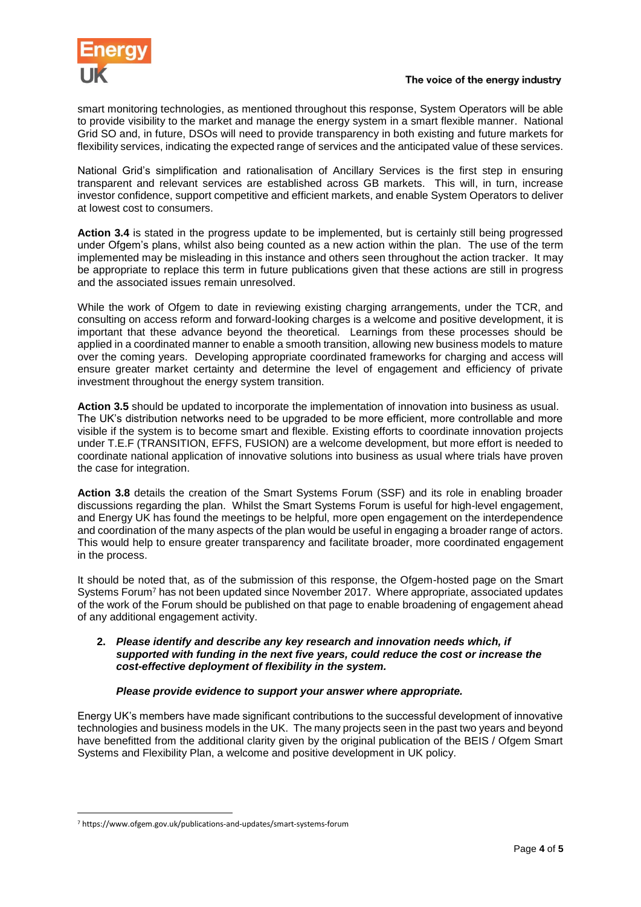smart monitoring technologies, as mentioned throughout this response, System Operators will be able to provide visibility to the market and manage the energy system in a smart flexible manner. National Grid SO and, in future, DSOs will need to provide transparency in both existing and future markets for flexibility services, indicating the expected range of services and the anticipated value of these services.

National Grid's simplification and rationalisation of Ancillary Services is the first step in ensuring transparent and relevant services are established across GB markets. This will, in turn, increase investor confidence, support competitive and efficient markets, and enable System Operators to deliver at lowest cost to consumers.

**Action 3.4** is stated in the progress update to be implemented, but is certainly still being progressed under Ofgem's plans, whilst also being counted as a new action within the plan. The use of the term implemented may be misleading in this instance and others seen throughout the action tracker. It may be appropriate to replace this term in future publications given that these actions are still in progress and the associated issues remain unresolved.

While the work of Ofgem to date in reviewing existing charging arrangements, under the TCR, and consulting on access reform and forward-looking charges is a welcome and positive development, it is important that these advance beyond the theoretical. Learnings from these processes should be applied in a coordinated manner to enable a smooth transition, allowing new business models to mature over the coming years. Developing appropriate coordinated frameworks for charging and access will ensure greater market certainty and determine the level of engagement and efficiency of private investment throughout the energy system transition.

**Action 3.5** should be updated to incorporate the implementation of innovation into business as usual. The UK's distribution networks need to be upgraded to be more efficient, more controllable and more visible if the system is to become smart and flexible. Existing efforts to coordinate innovation projects under T.E.F (TRANSITION, EFFS, FUSION) are a welcome development, but more effort is needed to coordinate national application of innovative solutions into business as usual where trials have proven the case for integration.

**Action 3.8** details the creation of the Smart Systems Forum (SSF) and its role in enabling broader discussions regarding the plan. Whilst the Smart Systems Forum is useful for high-level engagement, and Energy UK has found the meetings to be helpful, more open engagement on the interdependence and coordination of the many aspects of the plan would be useful in engaging a broader range of actors. This would help to ensure greater transparency and facilitate broader, more coordinated engagement in the process.

It should be noted that, as of the submission of this response, the Ofgem-hosted page on the Smart Systems Forum[7] has not been updated since November 2017. Where appropriate, associated updates of the work of the Forum should be published on that page to enable broadening of engagement ahead of any additional engagement activity.

2. ***Please identify and describe any key research and innovation needs which, if supported with funding in the next five years, could reduce the cost or increase the cost-effective deployment of flexibility in the system.***

   ***Please provide evidence to support your answer where appropriate.***

Energy UK's members have made significant contributions to the successful development of innovative technologies and business models in the UK. The many projects seen in the past two years and beyond have benefitted from the additional clarity given by the original publication of the BEIS / Ofgem Smart Systems and Flexibility Plan, a welcome and positive development in UK policy.

[7] https://www.ofgem.gov.uk/publications-and-updates/smart-systems-forum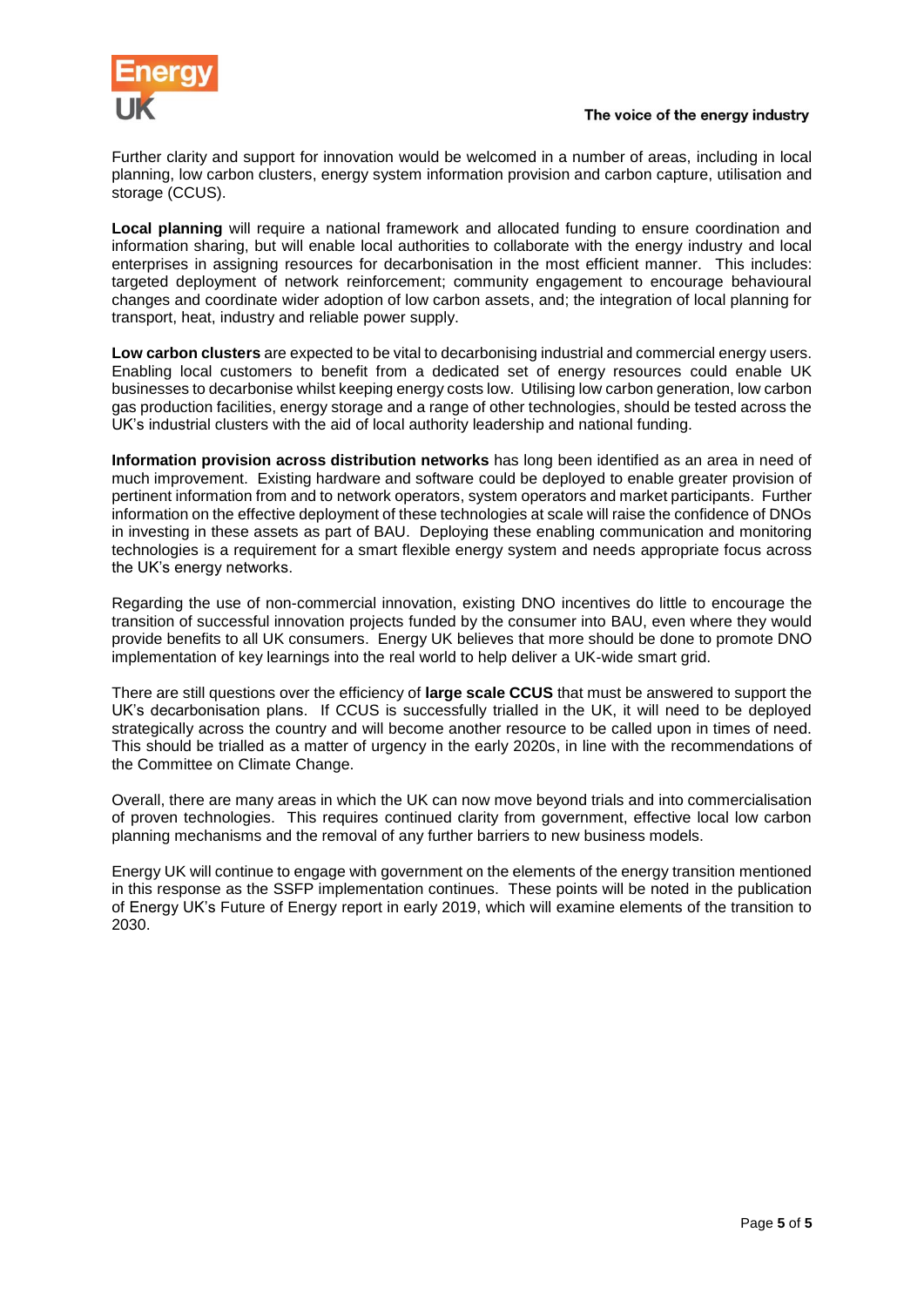Further clarity and support for innovation would be welcomed in a number of areas, including in local planning, low carbon clusters, energy system information provision and carbon capture, utilisation and storage (CCUS).

**Local planning** will require a national framework and allocated funding to ensure coordination and information sharing, but will enable local authorities to collaborate with the energy industry and local enterprises in assigning resources for decarbonisation in the most efficient manner. This includes: targeted deployment of network reinforcement; community engagement to encourage behavioural changes and coordinate wider adoption of low carbon assets, and; the integration of local planning for transport, heat, industry and reliable power supply.

**Low carbon clusters** are expected to be vital to decarbonising industrial and commercial energy users. Enabling local customers to benefit from a dedicated set of energy resources could enable UK businesses to decarbonise whilst keeping energy costs low. Utilising low carbon generation, low carbon gas production facilities, energy storage and a range of other technologies, should be tested across the UK's industrial clusters with the aid of local authority leadership and national funding.

**Information provision across distribution networks** has long been identified as an area in need of much improvement. Existing hardware and software could be deployed to enable greater provision of pertinent information from and to network operators, system operators and market participants. Further information on the effective deployment of these technologies at scale will raise the confidence of DNOs in investing in these assets as part of BAU. Deploying these enabling communication and monitoring technologies is a requirement for a smart flexible energy system and needs appropriate focus across the UK's energy networks.

Regarding the use of non-commercial innovation, existing DNO incentives do little to encourage the transition of successful innovation projects funded by the consumer into BAU, even where they would provide benefits to all UK consumers. Energy UK believes that more should be done to promote DNO implementation of key learnings into the real world to help deliver a UK-wide smart grid.

There are still questions over the efficiency of **large scale CCUS** that must be answered to support the UK's decarbonisation plans. If CCUS is successfully trialled in the UK, it will need to be deployed strategically across the country and will become another resource to be called upon in times of need. This should be trialled as a matter of urgency in the early 2020s, in line with the recommendations of the Committee on Climate Change.

Overall, there are many areas in which the UK can now move beyond trials and into commercialisation of proven technologies. This requires continued clarity from government, effective local low carbon planning mechanisms and the removal of any further barriers to new business models.

Energy UK will continue to engage with government on the elements of the energy transition mentioned in this response as the SSFP implementation continues. These points will be noted in the publication of Energy UK's Future of Energy report in early 2019, which will examine elements of the transition to 2030.